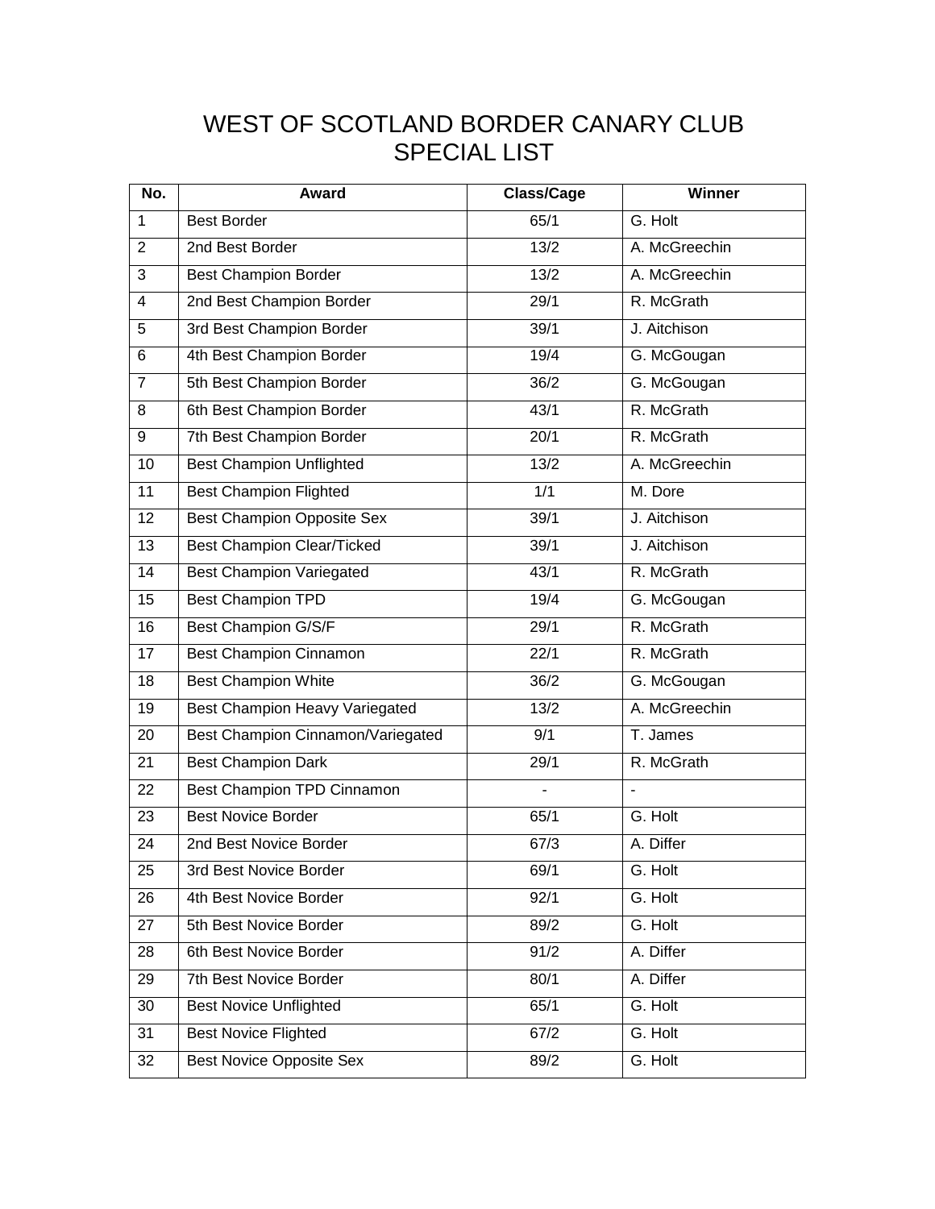# WEST OF SCOTLAND BORDER CANARY CLUB
# SPECIAL LIST

| No. | Award | Class/Cage | Winner |
|---|---|---|---|
| 1 | Best Border | 65/1 | G. Holt |
| 2 | 2nd Best Border | 13/2 | A. McGreechin |
| 3 | Best Champion Border | 13/2 | A. McGreechin |
| 4 | 2nd Best Champion Border | 29/1 | R. McGrath |
| 5 | 3rd Best Champion Border | 39/1 | J. Aitchison |
| 6 | 4th Best Champion Border | 19/4 | G. McGougan |
| 7 | 5th Best Champion Border | 36/2 | G. McGougan |
| 8 | 6th Best Champion Border | 43/1 | R. McGrath |
| 9 | 7th Best Champion Border | 20/1 | R. McGrath |
| 10 | Best Champion Unflighted | 13/2 | A. McGreechin |
| 11 | Best Champion Flighted | 1/1 | M. Dore |
| 12 | Best Champion Opposite Sex | 39/1 | J. Aitchison |
| 13 | Best Champion Clear/Ticked | 39/1 | J. Aitchison |
| 14 | Best Champion Variegated | 43/1 | R. McGrath |
| 15 | Best Champion TPD | 19/4 | G. McGougan |
| 16 | Best Champion G/S/F | 29/1 | R. McGrath |
| 17 | Best Champion Cinnamon | 22/1 | R. McGrath |
| 18 | Best Champion White | 36/2 | G. McGougan |
| 19 | Best Champion Heavy Variegated | 13/2 | A. McGreechin |
| 20 | Best Champion Cinnamon/Variegated | 9/1 | T. James |
| 21 | Best Champion Dark | 29/1 | R. McGrath |
| 22 | Best Champion TPD Cinnamon | - | - |
| 23 | Best Novice Border | 65/1 | G. Holt |
| 24 | 2nd Best Novice Border | 67/3 | A. Differ |
| 25 | 3rd Best Novice Border | 69/1 | G. Holt |
| 26 | 4th Best Novice Border | 92/1 | G. Holt |
| 27 | 5th Best Novice Border | 89/2 | G. Holt |
| 28 | 6th Best Novice Border | 91/2 | A. Differ |
| 29 | 7th Best Novice Border | 80/1 | A. Differ |
| 30 | Best Novice Unflighted | 65/1 | G. Holt |
| 31 | Best Novice Flighted | 67/2 | G. Holt |
| 32 | Best Novice Opposite Sex | 89/2 | G. Holt |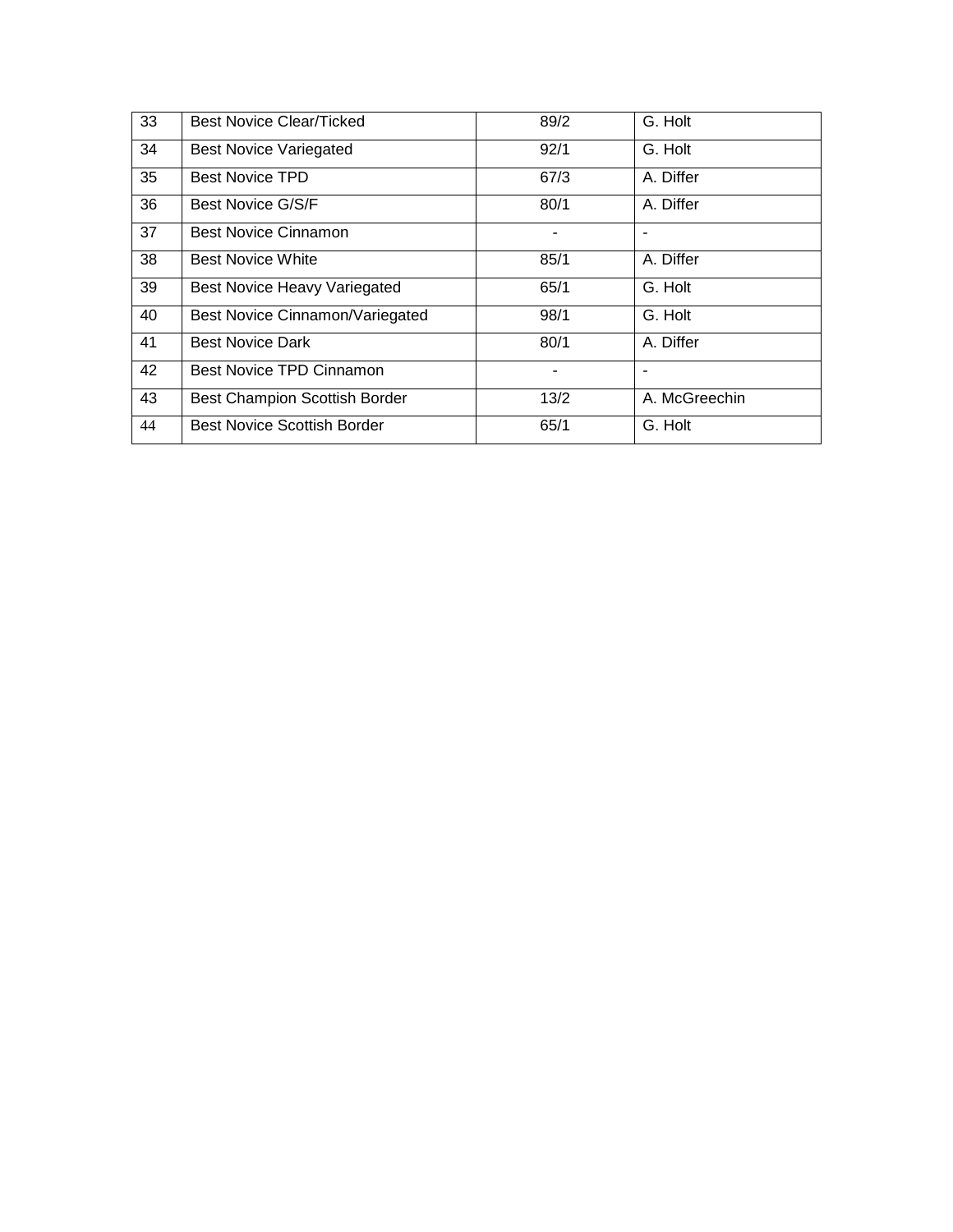| | | | |
|---|---|---|---|
| 33 | Best Novice Clear/Ticked | 89/2 | G. Holt |
| 34 | Best Novice Variegated | 92/1 | G. Holt |
| 35 | Best Novice TPD | 67/3 | A. Differ |
| 36 | Best Novice G/S/F | 80/1 | A. Differ |
| 37 | Best Novice Cinnamon | - | - |
| 38 | Best Novice White | 85/1 | A. Differ |
| 39 | Best Novice Heavy Variegated | 65/1 | G. Holt |
| 40 | Best Novice Cinnamon/Variegated | 98/1 | G. Holt |
| 41 | Best Novice Dark | 80/1 | A. Differ |
| 42 | Best Novice TPD Cinnamon | - | - |
| 43 | Best Champion Scottish Border | 13/2 | A. McGreechin |
| 44 | Best Novice Scottish Border | 65/1 | G. Holt |